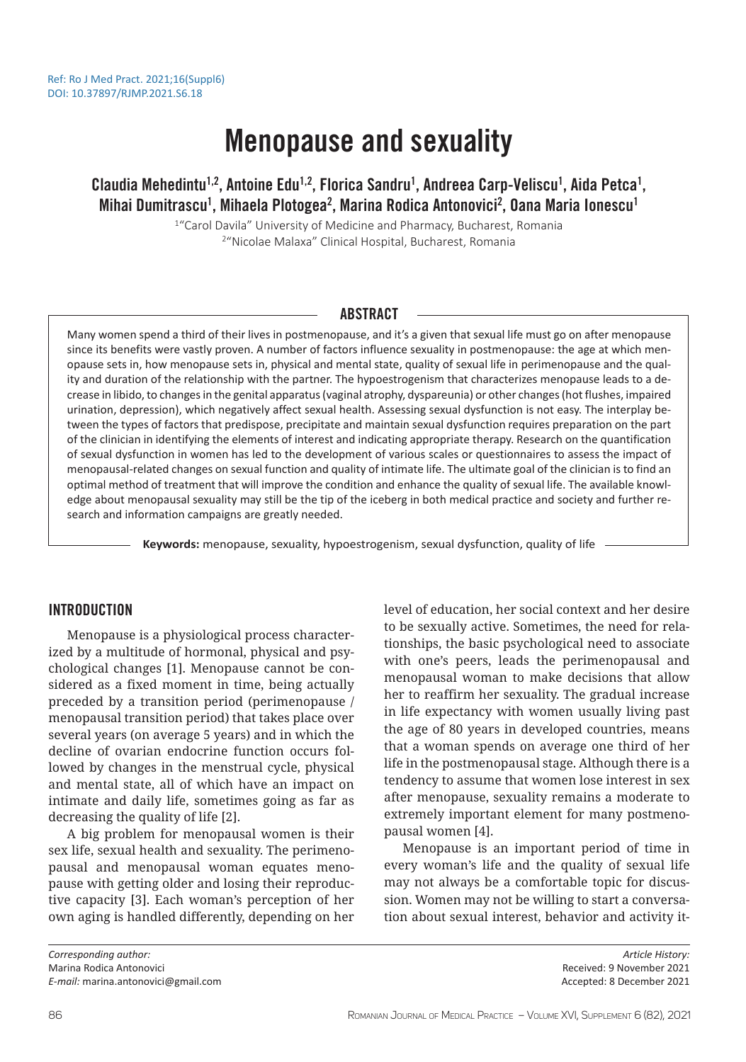Ref: Ro J Med Pract. 2021;16(Suppl6)
DOI: 10.37897/RJMP.2021.S6.18

# Menopause and sexuality

**Claudia Mehedintu[1,2], Antoine Edu[1,2], Florica Sandru[1], Andreea Carp-Veliscu[1], Aida Petca[1], Mihai Dumitrascu[1], Mihaela Plotogea[2], Marina Rodica Antonovici[2], Oana Maria Ionescu[1]**

[1]"Carol Davila" University of Medicine and Pharmacy, Bucharest, Romania
[2]"Nicolae Malaxa" Clinical Hospital, Bucharest, Romania

## ABSTRACT

Many women spend a third of their lives in postmenopause, and it's a given that sexual life must go on after menopause since its benefits were vastly proven. A number of factors influence sexuality in postmenopause: the age at which menopause sets in, how menopause sets in, physical and mental state, quality of sexual life in perimenopause and the quality and duration of the relationship with the partner. The hypoestrogenism that characterizes menopause leads to a decrease in libido, to changes in the genital apparatus (vaginal atrophy, dyspareunia) or other changes (hot flushes, impaired urination, depression), which negatively affect sexual health. Assessing sexual dysfunction is not easy. The interplay between the types of factors that predispose, precipitate and maintain sexual dysfunction requires preparation on the part of the clinician in identifying the elements of interest and indicating appropriate therapy. Research on the quantification of sexual dysfunction in women has led to the development of various scales or questionnaires to assess the impact of menopausal-related changes on sexual function and quality of intimate life. The ultimate goal of the clinician is to find an optimal method of treatment that will improve the condition and enhance the quality of sexual life. The available knowledge about menopausal sexuality may still be the tip of the iceberg in both medical practice and society and further research and information campaigns are greatly needed.

**Keywords:** menopause, sexuality, hypoestrogenism, sexual dysfunction, quality of life

## INTRODUCTION

Menopause is a physiological process characterized by a multitude of hormonal, physical and psychological changes [1]. Menopause cannot be considered as a fixed moment in time, being actually preceded by a transition period (perimenopause / menopausal transition period) that takes place over several years (on average 5 years) and in which the decline of ovarian endocrine function occurs followed by changes in the menstrual cycle, physical and mental state, all of which have an impact on intimate and daily life, sometimes going as far as decreasing the quality of life [2].

A big problem for menopausal women is their sex life, sexual health and sexuality. The perimenopausal and menopausal woman equates menopause with getting older and losing their reproductive capacity [3]. Each woman's perception of her own aging is handled differently, depending on her level of education, her social context and her desire to be sexually active. Sometimes, the need for relationships, the basic psychological need to associate with one's peers, leads the perimenopausal and menopausal woman to make decisions that allow her to reaffirm her sexuality. The gradual increase in life expectancy with women usually living past the age of 80 years in developed countries, means that a woman spends on average one third of her life in the postmenopausal stage. Although there is a tendency to assume that women lose interest in sex after menopause, sexuality remains a moderate to extremely important element for many postmenopausal women [4].

Menopause is an important period of time in every woman's life and the quality of sexual life may not always be a comfortable topic for discussion. Women may not be willing to start a conversation about sexual interest, behavior and activity it-

*Corresponding author:*
Marina Rodica Antonovici
*E-mail:* marina.antonovici@gmail.com

*Article History:*
Received: 9 November 2021
Accepted: 8 December 2021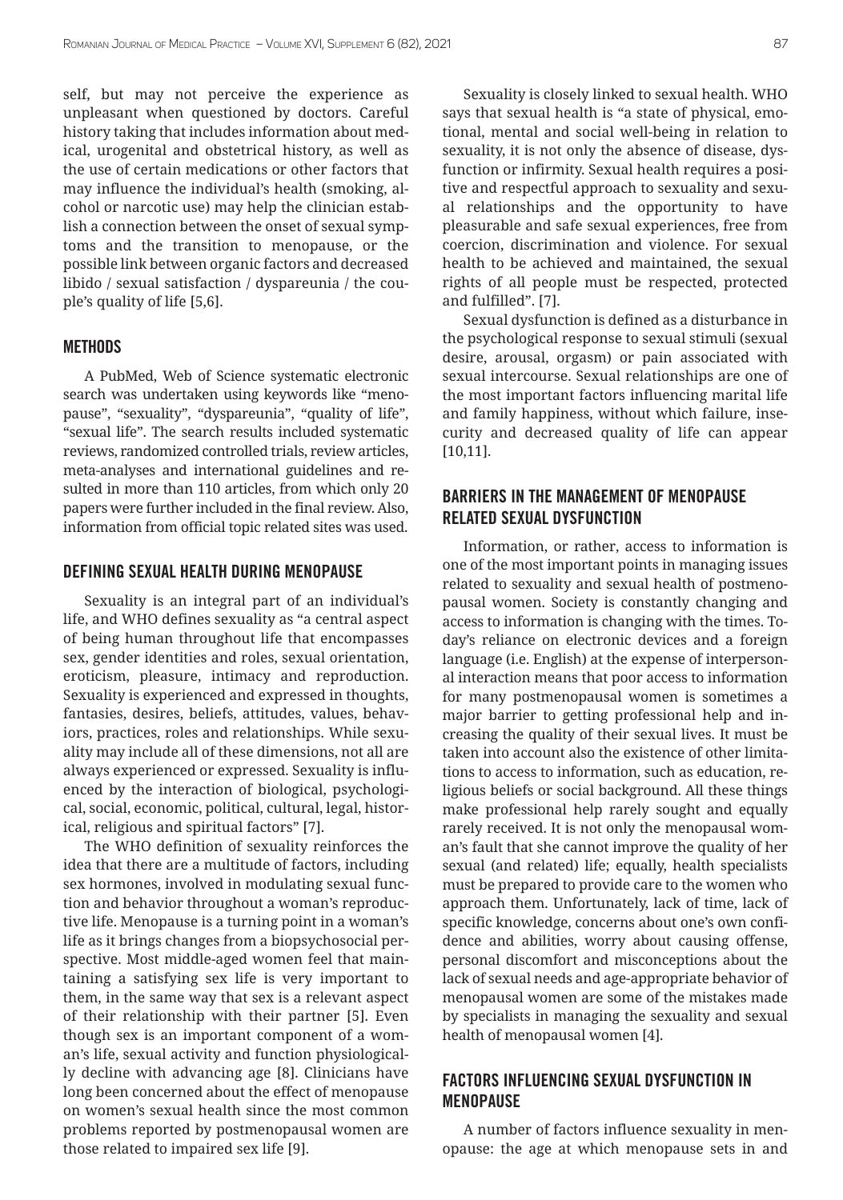self, but may not perceive the experience as unpleasant when questioned by doctors. Careful history taking that includes information about medical, urogenital and obstetrical history, as well as the use of certain medications or other factors that may influence the individual's health (smoking, alcohol or narcotic use) may help the clinician establish a connection between the onset of sexual symptoms and the transition to menopause, or the possible link between organic factors and decreased libido / sexual satisfaction / dyspareunia / the couple's quality of life [5,6].

## METHODS

A PubMed, Web of Science systematic electronic search was undertaken using keywords like "menopause", "sexuality", "dyspareunia", "quality of life", "sexual life". The search results included systematic reviews, randomized controlled trials, review articles, meta-analyses and international guidelines and resulted in more than 110 articles, from which only 20 papers were further included in the final review. Also, information from official topic related sites was used.

## DEFINING SEXUAL HEALTH DURING MENOPAUSE

Sexuality is an integral part of an individual's life, and WHO defines sexuality as "a central aspect of being human throughout life that encompasses sex, gender identities and roles, sexual orientation, eroticism, pleasure, intimacy and reproduction. Sexuality is experienced and expressed in thoughts, fantasies, desires, beliefs, attitudes, values, behaviors, practices, roles and relationships. While sexuality may include all of these dimensions, not all are always experienced or expressed. Sexuality is influenced by the interaction of biological, psychological, social, economic, political, cultural, legal, historical, religious and spiritual factors" [7].

The WHO definition of sexuality reinforces the idea that there are a multitude of factors, including sex hormones, involved in modulating sexual function and behavior throughout a woman's reproductive life. Menopause is a turning point in a woman's life as it brings changes from a biopsychosocial perspective. Most middle-aged women feel that maintaining a satisfying sex life is very important to them, in the same way that sex is a relevant aspect of their relationship with their partner [5]. Even though sex is an important component of a woman's life, sexual activity and function physiologically decline with advancing age [8]. Clinicians have long been concerned about the effect of menopause on women's sexual health since the most common problems reported by postmenopausal women are those related to impaired sex life [9].

Sexuality is closely linked to sexual health. WHO says that sexual health is "a state of physical, emotional, mental and social well-being in relation to sexuality, it is not only the absence of disease, dysfunction or infirmity. Sexual health requires a positive and respectful approach to sexuality and sexual relationships and the opportunity to have pleasurable and safe sexual experiences, free from coercion, discrimination and violence. For sexual health to be achieved and maintained, the sexual rights of all people must be respected, protected and fulfilled". [7].

Sexual dysfunction is defined as a disturbance in the psychological response to sexual stimuli (sexual desire, arousal, orgasm) or pain associated with sexual intercourse. Sexual relationships are one of the most important factors influencing marital life and family happiness, without which failure, insecurity and decreased quality of life can appear [10,11].

## BARRIERS IN THE MANAGEMENT OF MENOPAUSE RELATED SEXUAL DYSFUNCTION

Information, or rather, access to information is one of the most important points in managing issues related to sexuality and sexual health of postmenopausal women. Society is constantly changing and access to information is changing with the times. Today's reliance on electronic devices and a foreign language (i.e. English) at the expense of interpersonal interaction means that poor access to information for many postmenopausal women is sometimes a major barrier to getting professional help and increasing the quality of their sexual lives. It must be taken into account also the existence of other limitations to access to information, such as education, religious beliefs or social background. All these things make professional help rarely sought and equally rarely received. It is not only the menopausal woman's fault that she cannot improve the quality of her sexual (and related) life; equally, health specialists must be prepared to provide care to the women who approach them. Unfortunately, lack of time, lack of specific knowledge, concerns about one's own confidence and abilities, worry about causing offense, personal discomfort and misconceptions about the lack of sexual needs and age-appropriate behavior of menopausal women are some of the mistakes made by specialists in managing the sexuality and sexual health of menopausal women [4].

## FACTORS INFLUENCING SEXUAL DYSFUNCTION IN MENOPAUSE

A number of factors influence sexuality in menopause: the age at which menopause sets in and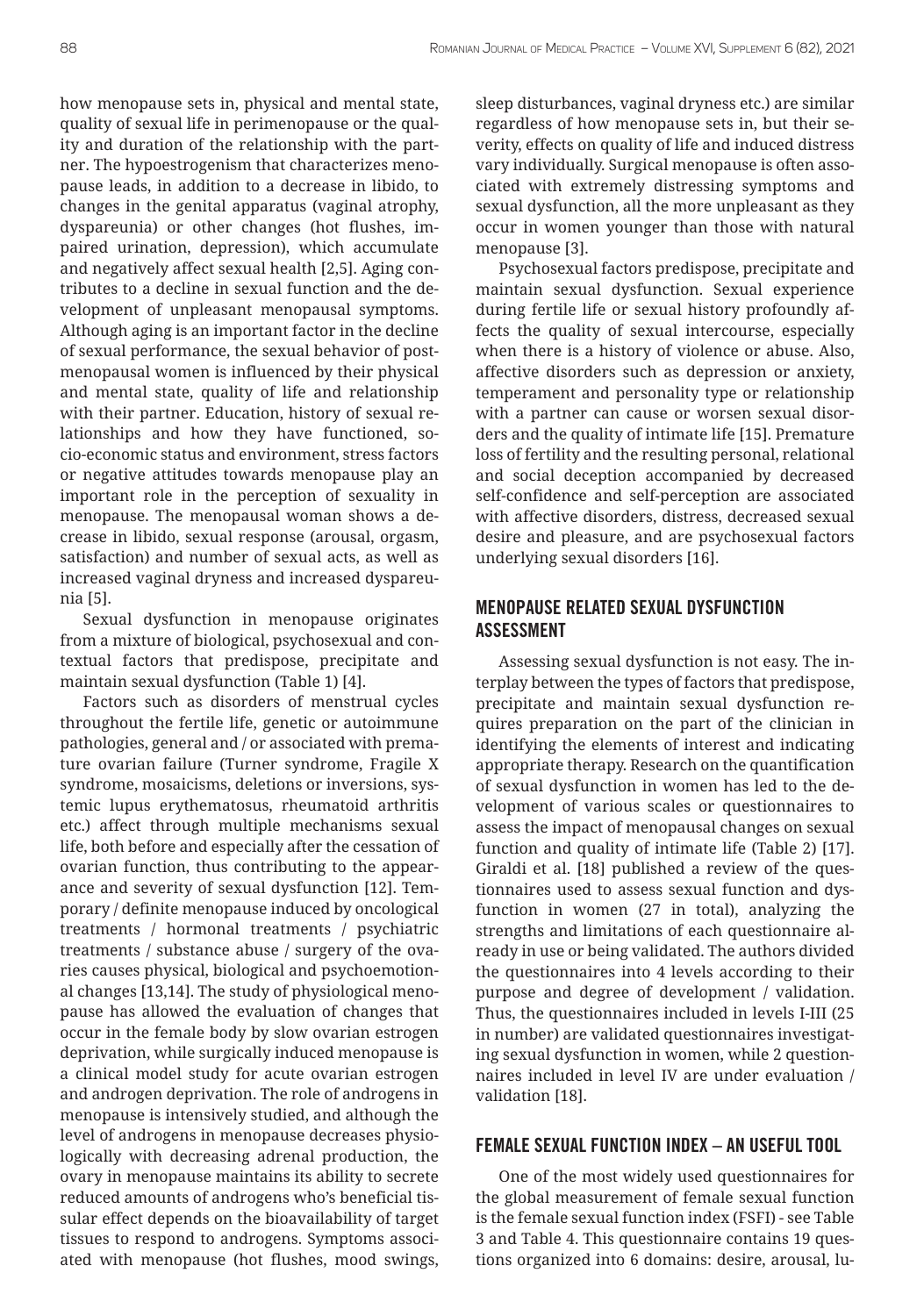how menopause sets in, physical and mental state, quality of sexual life in perimenopause or the quality and duration of the relationship with the partner. The hypoestrogenism that characterizes menopause leads, in addition to a decrease in libido, to changes in the genital apparatus (vaginal atrophy, dyspareunia) or other changes (hot flushes, impaired urination, depression), which accumulate and negatively affect sexual health [2,5]. Aging contributes to a decline in sexual function and the development of unpleasant menopausal symptoms. Although aging is an important factor in the decline of sexual performance, the sexual behavior of postmenopausal women is influenced by their physical and mental state, quality of life and relationship with their partner. Education, history of sexual relationships and how they have functioned, socio-economic status and environment, stress factors or negative attitudes towards menopause play an important role in the perception of sexuality in menopause. The menopausal woman shows a decrease in libido, sexual response (arousal, orgasm, satisfaction) and number of sexual acts, as well as increased vaginal dryness and increased dyspareunia [5].

Sexual dysfunction in menopause originates from a mixture of biological, psychosexual and contextual factors that predispose, precipitate and maintain sexual dysfunction (Table 1) [4].

Factors such as disorders of menstrual cycles throughout the fertile life, genetic or autoimmune pathologies, general and / or associated with premature ovarian failure (Turner syndrome, Fragile X syndrome, mosaicisms, deletions or inversions, systemic lupus erythematosus, rheumatoid arthritis etc.) affect through multiple mechanisms sexual life, both before and especially after the cessation of ovarian function, thus contributing to the appearance and severity of sexual dysfunction [12]. Temporary / definite menopause induced by oncological treatments / hormonal treatments / psychiatric treatments / substance abuse / surgery of the ovaries causes physical, biological and psychoemotional changes [13,14]. The study of physiological menopause has allowed the evaluation of changes that occur in the female body by slow ovarian estrogen deprivation, while surgically induced menopause is a clinical model study for acute ovarian estrogen and androgen deprivation. The role of androgens in menopause is intensively studied, and although the level of androgens in menopause decreases physiologically with decreasing adrenal production, the ovary in menopause maintains its ability to secrete reduced amounts of androgens who's beneficial tissular effect depends on the bioavailability of target tissues to respond to androgens. Symptoms associated with menopause (hot flushes, mood swings, sleep disturbances, vaginal dryness etc.) are similar regardless of how menopause sets in, but their severity, effects on quality of life and induced distress vary individually. Surgical menopause is often associated with extremely distressing symptoms and sexual dysfunction, all the more unpleasant as they occur in women younger than those with natural menopause [3].

Psychosexual factors predispose, precipitate and maintain sexual dysfunction. Sexual experience during fertile life or sexual history profoundly affects the quality of sexual intercourse, especially when there is a history of violence or abuse. Also, affective disorders such as depression or anxiety, temperament and personality type or relationship with a partner can cause or worsen sexual disorders and the quality of intimate life [15]. Premature loss of fertility and the resulting personal, relational and social deception accompanied by decreased self-confidence and self-perception are associated with affective disorders, distress, decreased sexual desire and pleasure, and are psychosexual factors underlying sexual disorders [16].

## MENOPAUSE RELATED SEXUAL DYSFUNCTION ASSESSMENT

Assessing sexual dysfunction is not easy. The interplay between the types of factors that predispose, precipitate and maintain sexual dysfunction requires preparation on the part of the clinician in identifying the elements of interest and indicating appropriate therapy. Research on the quantification of sexual dysfunction in women has led to the development of various scales or questionnaires to assess the impact of menopausal changes on sexual function and quality of intimate life (Table 2) [17]. Giraldi et al. [18] published a review of the questionnaires used to assess sexual function and dysfunction in women (27 in total), analyzing the strengths and limitations of each questionnaire already in use or being validated. The authors divided the questionnaires into 4 levels according to their purpose and degree of development / validation. Thus, the questionnaires included in levels I-III (25 in number) are validated questionnaires investigating sexual dysfunction in women, while 2 questionnaires included in level IV are under evaluation / validation [18].

## FEMALE SEXUAL FUNCTION INDEX – AN USEFUL TOOL

One of the most widely used questionnaires for the global measurement of female sexual function is the female sexual function index (FSFI) - see Table 3 and Table 4. This questionnaire contains 19 questions organized into 6 domains: desire, arousal, lu-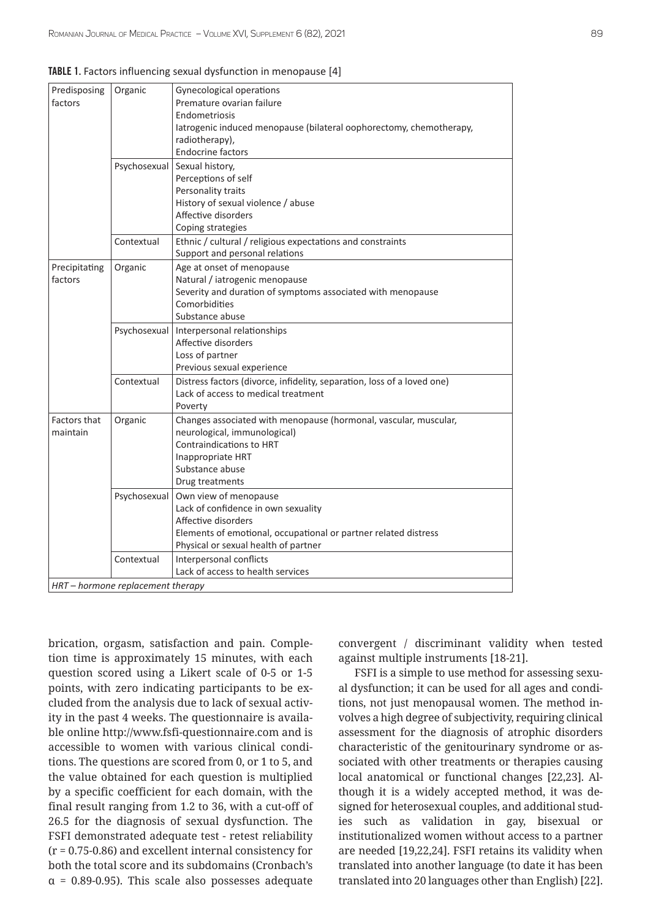**TABLE 1.** Factors influencing sexual dysfunction in menopause [4]

| | | |
|---|---|---|
| Predisposing factors | Organic | Gynecological operations<br>Premature ovarian failure<br>Endometriosis<br>Iatrogenic induced menopause (bilateral oophorectomy, chemotherapy, radiotherapy),<br>Endocrine factors |
| | Psychosexual | Sexual history,<br>Perceptions of self<br>Personality traits<br>History of sexual violence / abuse<br>Affective disorders<br>Coping strategies |
| | Contextual | Ethnic / cultural / religious expectations and constraints<br>Support and personal relations |
| Precipitating factors | Organic | Age at onset of menopause<br>Natural / iatrogenic menopause<br>Severity and duration of symptoms associated with menopause<br>Comorbidities<br>Substance abuse |
| | Psychosexual | Interpersonal relationships<br>Affective disorders<br>Loss of partner<br>Previous sexual experience |
| | Contextual | Distress factors (divorce, infidelity, separation, loss of a loved one)<br>Lack of access to medical treatment<br>Poverty |
| Factors that maintain | Organic | Changes associated with menopause (hormonal, vascular, muscular, neurological, immunological)<br>Contraindications to HRT<br>Inappropriate HRT<br>Substance abuse<br>Drug treatments |
| | Psychosexual | Own view of menopause<br>Lack of confidence in own sexuality<br>Affective disorders<br>Elements of emotional, occupational or partner related distress<br>Physical or sexual health of partner |
| | Contextual | Interpersonal conflicts<br>Lack of access to health services |

*HRT – hormone replacement therapy*

brication, orgasm, satisfaction and pain. Completion time is approximately 15 minutes, with each question scored using a Likert scale of 0-5 or 1-5 points, with zero indicating participants to be excluded from the analysis due to lack of sexual activity in the past 4 weeks. The questionnaire is available online http://www.fsfi-questionnaire.com and is accessible to women with various clinical conditions. The questions are scored from 0, or 1 to 5, and the value obtained for each question is multiplied by a specific coefficient for each domain, with the final result ranging from 1.2 to 36, with a cut-off of 26.5 for the diagnosis of sexual dysfunction. The FSFI demonstrated adequate test - retest reliability ($r = 0.75$-$0.86$) and excellent internal consistency for both the total score and its subdomains (Cronbach's $\alpha = 0.89$-$0.95$). This scale also possesses adequate convergent / discriminant validity when tested against multiple instruments [18-21].

FSFI is a simple to use method for assessing sexual dysfunction; it can be used for all ages and conditions, not just menopausal women. The method involves a high degree of subjectivity, requiring clinical assessment for the diagnosis of atrophic disorders characteristic of the genitourinary syndrome or associated with other treatments or therapies causing local anatomical or functional changes [22,23]. Although it is a widely accepted method, it was designed for heterosexual couples, and additional studies such as validation in gay, bisexual or institutionalized women without access to a partner are needed [19,22,24]. FSFI retains its validity when translated into another language (to date it has been translated into 20 languages other than English) [22].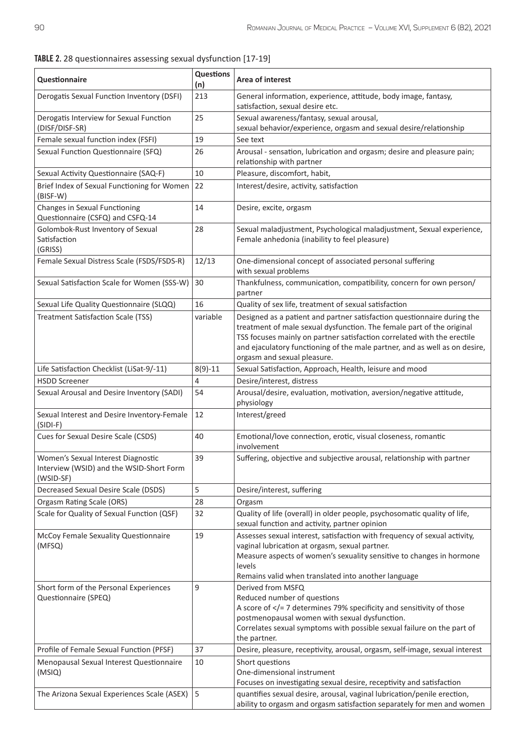**TABLE 2.** 28 questionnaires assessing sexual dysfunction [17-19]

| Questionnaire | Questions (n) | Area of interest |
|---|---|---|
| Derogatis Sexual Function Inventory (DSFI) | 213 | General information, experience, attitude, body image, fantasy, satisfaction, sexual desire etc. |
| Derogatis Interview for Sexual Function (DISF/DISF-SR) | 25 | Sexual awareness/fantasy, sexual arousal, sexual behavior/experience, orgasm and sexual desire/relationship |
| Female sexual function index (FSFI) | 19 | See text |
| Sexual Function Questionnaire (SFQ) | 26 | Arousal - sensation, lubrication and orgasm; desire and pleasure pain; relationship with partner |
| Sexual Activity Questionnaire (SAQ-F) | 10 | Pleasure, discomfort, habit, |
| Brief Index of Sexual Functioning for Women (BISF-W) | 22 | Interest/desire, activity, satisfaction |
| Changes in Sexual Functioning Questionnaire (CSFQ) and CSFQ-14 | 14 | Desire, excite, orgasm |
| Golombok-Rust Inventory of Sexual Satisfaction (GRISS) | 28 | Sexual maladjustment, Psychological maladjustment, Sexual experience, Female anhedonia (inability to feel pleasure) |
| Female Sexual Distress Scale (FSDS/FSDS-R) | 12/13 | One-dimensional concept of associated personal suffering with sexual problems |
| Sexual Satisfaction Scale for Women (SSS-W) | 30 | Thankfulness, communication, compatibility, concern for own person/partner |
| Sexual Life Quality Questionnaire (SLQQ) | 16 | Quality of sex life, treatment of sexual satisfaction |
| Treatment Satisfaction Scale (TSS) | variable | Designed as a patient and partner satisfaction questionnaire during the treatment of male sexual dysfunction. The female part of the original TSS focuses mainly on partner satisfaction correlated with the erectile and ejaculatory functioning of the male partner, and as well as on desire, orgasm and sexual pleasure. |
| Life Satisfaction Checklist (LiSat-9/-11) | 8(9)-11 | Sexual Satisfaction, Approach, Health, leisure and mood |
| HSDD Screener | 4 | Desire/interest, distress |
| Sexual Arousal and Desire Inventory (SADI) | 54 | Arousal/desire, evaluation, motivation, aversion/negative attitude, physiology |
| Sexual Interest and Desire Inventory-Female (SIDI-F) | 12 | Interest/greed |
| Cues for Sexual Desire Scale (CSDS) | 40 | Emotional/love connection, erotic, visual closeness, romantic involvement |
| Women's Sexual Interest Diagnostic Interview (WSID) and the WSID-Short Form (WSID-SF) | 39 | Suffering, objective and subjective arousal, relationship with partner |
| Decreased Sexual Desire Scale (DSDS) | 5 | Desire/interest, suffering |
| Orgasm Rating Scale (ORS) | 28 | Orgasm |
| Scale for Quality of Sexual Function (QSF) | 32 | Quality of life (overall) in older people, psychosomatic quality of life, sexual function and activity, partner opinion |
| McCoy Female Sexuality Questionnaire (MFSQ) | 19 | Assesses sexual interest, satisfaction with frequency of sexual activity, vaginal lubrication at orgasm, sexual partner.<br>Measure aspects of women's sexuality sensitive to changes in hormone levels<br>Remains valid when translated into another language |
| Short form of the Personal Experiences Questionnaire (SPEQ) | 9 | Derived from MSFQ<br>Reduced number of questions<br>A score of </= 7 determines 79% specificity and sensitivity of those postmenopausal women with sexual dysfunction.<br>Correlates sexual symptoms with possible sexual failure on the part of the partner. |
| Profile of Female Sexual Function (PFSF) | 37 | Desire, pleasure, receptivity, arousal, orgasm, self-image, sexual interest |
| Menopausal Sexual Interest Questionnaire (MSIQ) | 10 | Short questions<br>One-dimensional instrument<br>Focuses on investigating sexual desire, receptivity and satisfaction |
| The Arizona Sexual Experiences Scale (ASEX) | 5 | quantifies sexual desire, arousal, vaginal lubrication/penile erection, ability to orgasm and orgasm satisfaction separately for men and women |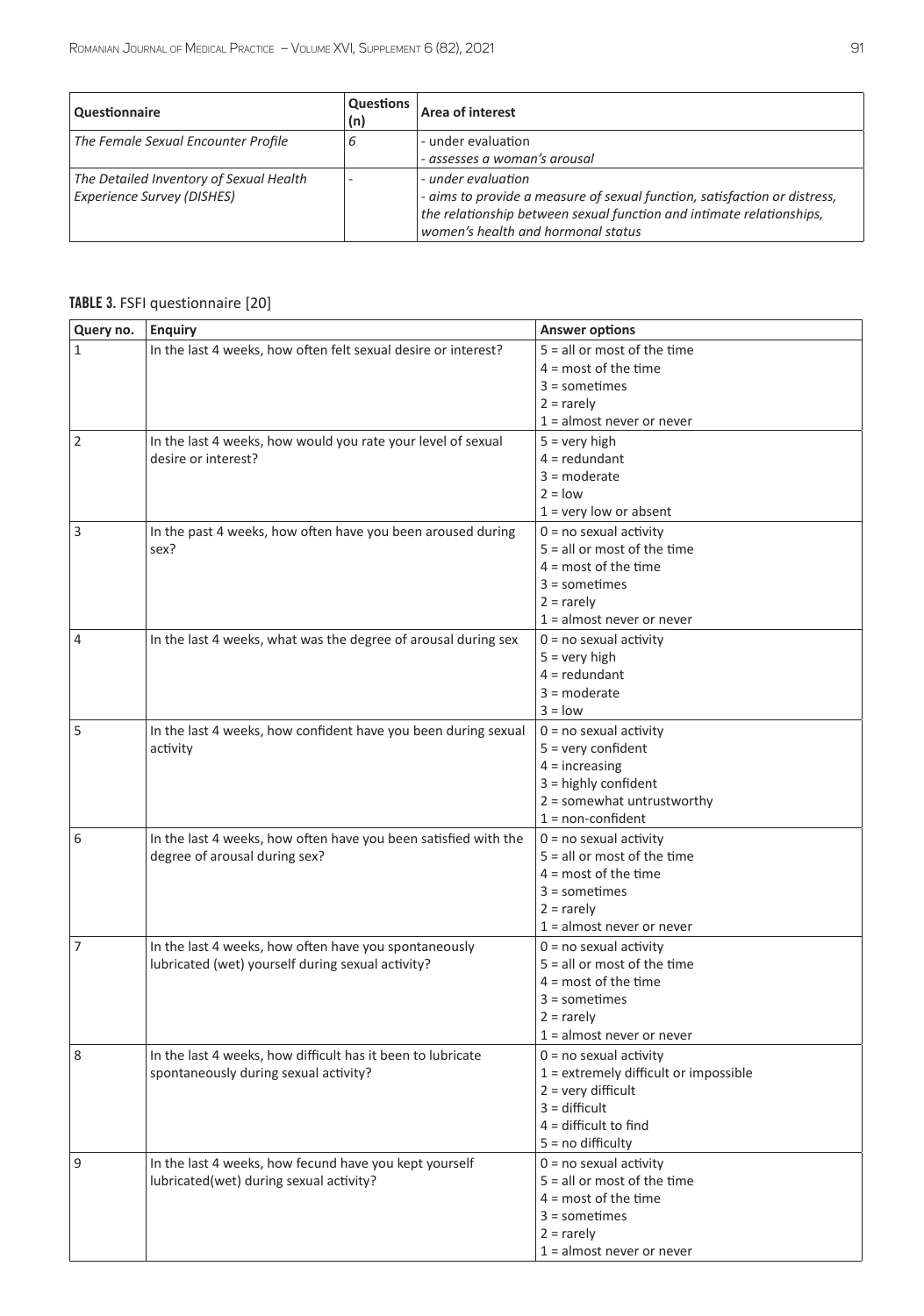| Questionnaire | Questions (n) | Area of interest |
|---|---|---|
| *The Female Sexual Encounter Profile* | *6* | - under evaluation<br>- *assesses a woman's arousal* |
| *The Detailed Inventory of Sexual Health Experience Survey (DISHES)* | - | - *under evaluation*<br>- *aims to provide a measure of sexual function, satisfaction or distress, the relationship between sexual function and intimate relationships, women's health and hormonal status* |

**TABLE 3.** FSFI questionnaire [20]

| Query no. | Enquiry | Answer options |
|---|---|---|
| 1 | In the last 4 weeks, how often felt sexual desire or interest? | 5 = all or most of the time<br>4 = most of the time<br>3 = sometimes<br>2 = rarely<br>1 = almost never or never |
| 2 | In the last 4 weeks, how would you rate your level of sexual desire or interest? | 5 = very high<br>4 = redundant<br>3 = moderate<br>2 = low<br>1 = very low or absent |
| 3 | In the past 4 weeks, how often have you been aroused during sex? | 0 = no sexual activity<br>5 = all or most of the time<br>4 = most of the time<br>3 = sometimes<br>2 = rarely<br>1 = almost never or never |
| 4 | In the last 4 weeks, what was the degree of arousal during sex | 0 = no sexual activity<br>5 = very high<br>4 = redundant<br>3 = moderate<br>3 = low |
| 5 | In the last 4 weeks, how confident have you been during sexual activity | 0 = no sexual activity<br>5 = very confident<br>4 = increasing<br>3 = highly confident<br>2 = somewhat untrustworthy<br>1 = non-confident |
| 6 | In the last 4 weeks, how often have you been satisfied with the degree of arousal during sex? | 0 = no sexual activity<br>5 = all or most of the time<br>4 = most of the time<br>3 = sometimes<br>2 = rarely<br>1 = almost never or never |
| 7 | In the last 4 weeks, how often have you spontaneously lubricated (wet) yourself during sexual activity? | 0 = no sexual activity<br>5 = all or most of the time<br>4 = most of the time<br>3 = sometimes<br>2 = rarely<br>1 = almost never or never |
| 8 | In the last 4 weeks, how difficult has it been to lubricate spontaneously during sexual activity? | 0 = no sexual activity<br>1 = extremely difficult or impossible<br>2 = very difficult<br>3 = difficult<br>4 = difficult to find<br>5 = no difficulty |
| 9 | In the last 4 weeks, how fecund have you kept yourself lubricated(wet) during sexual activity? | 0 = no sexual activity<br>5 = all or most of the time<br>4 = most of the time<br>3 = sometimes<br>2 = rarely<br>1 = almost never or never |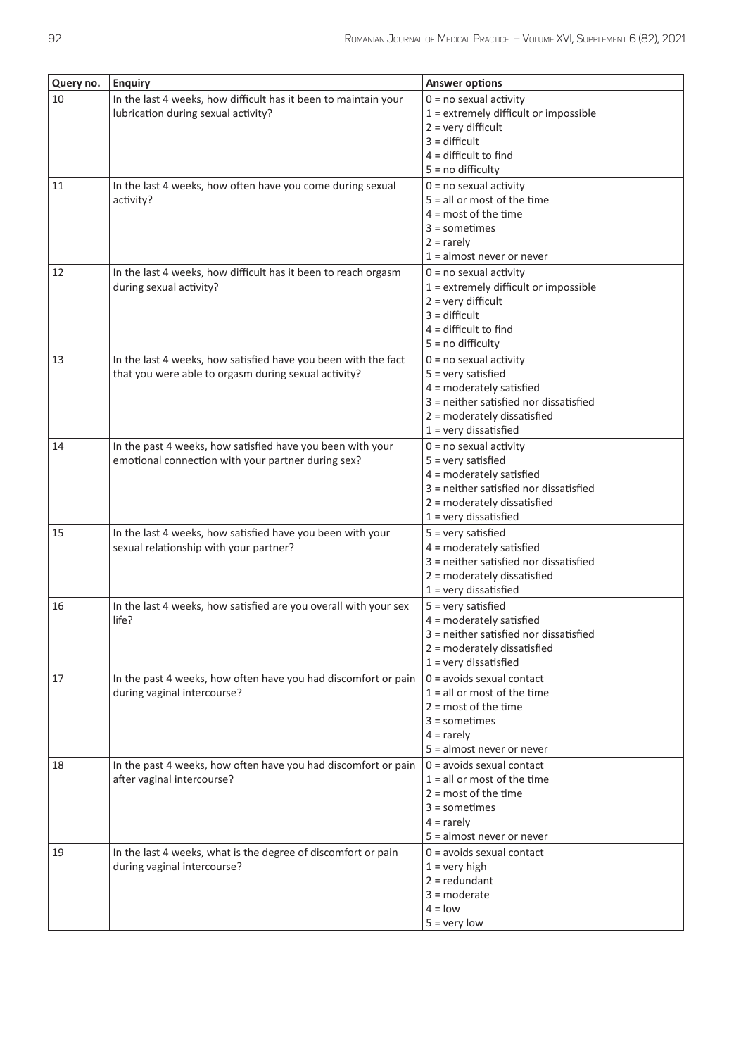| Query no. | Enquiry | Answer options |
|---|---|---|
| 10 | In the last 4 weeks, how difficult has it been to maintain your lubrication during sexual activity? | 0 = no sexual activity<br>1 = extremely difficult or impossible<br>2 = very difficult<br>3 = difficult<br>4 = difficult to find<br>5 = no difficulty |
| 11 | In the last 4 weeks, how often have you come during sexual activity? | 0 = no sexual activity<br>5 = all or most of the time<br>4 = most of the time<br>3 = sometimes<br>2 = rarely<br>1 = almost never or never |
| 12 | In the last 4 weeks, how difficult has it been to reach orgasm during sexual activity? | 0 = no sexual activity<br>1 = extremely difficult or impossible<br>2 = very difficult<br>3 = difficult<br>4 = difficult to find<br>5 = no difficulty |
| 13 | In the last 4 weeks, how satisfied have you been with the fact that you were able to orgasm during sexual activity? | 0 = no sexual activity<br>5 = very satisfied<br>4 = moderately satisfied<br>3 = neither satisfied nor dissatisfied<br>2 = moderately dissatisfied<br>1 = very dissatisfied |
| 14 | In the past 4 weeks, how satisfied have you been with your emotional connection with your partner during sex? | 0 = no sexual activity<br>5 = very satisfied<br>4 = moderately satisfied<br>3 = neither satisfied nor dissatisfied<br>2 = moderately dissatisfied<br>1 = very dissatisfied |
| 15 | In the last 4 weeks, how satisfied have you been with your sexual relationship with your partner? | 5 = very satisfied<br>4 = moderately satisfied<br>3 = neither satisfied nor dissatisfied<br>2 = moderately dissatisfied<br>1 = very dissatisfied |
| 16 | In the last 4 weeks, how satisfied are you overall with your sex life? | 5 = very satisfied<br>4 = moderately satisfied<br>3 = neither satisfied nor dissatisfied<br>2 = moderately dissatisfied<br>1 = very dissatisfied |
| 17 | In the past 4 weeks, how often have you had discomfort or pain during vaginal intercourse? | 0 = avoids sexual contact<br>1 = all or most of the time<br>2 = most of the time<br>3 = sometimes<br>4 = rarely<br>5 = almost never or never |
| 18 | In the past 4 weeks, how often have you had discomfort or pain after vaginal intercourse? | 0 = avoids sexual contact<br>1 = all or most of the time<br>2 = most of the time<br>3 = sometimes<br>4 = rarely<br>5 = almost never or never |
| 19 | In the last 4 weeks, what is the degree of discomfort or pain during vaginal intercourse? | 0 = avoids sexual contact<br>1 = very high<br>2 = redundant<br>3 = moderate<br>4 = low<br>5 = very low |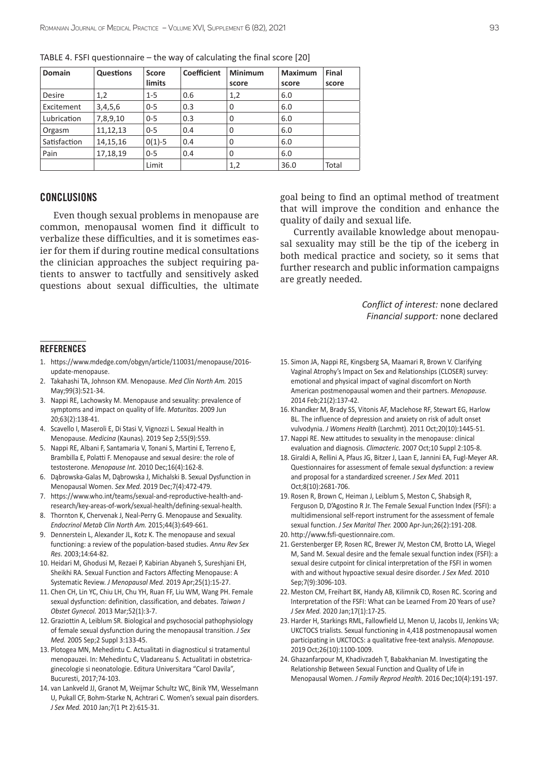TABLE 4. FSFI questionnaire – the way of calculating the final score [20]

| Domain | Questions | Score limits | Coefficient | Minimum score | Maximum score | Final score |
|---|---|---|---|---|---|---|
| Desire | 1,2 | 1-5 | 0.6 | 1,2 | 6.0 | |
| Excitement | 3,4,5,6 | 0-5 | 0.3 | 0 | 6.0 | |
| Lubrication | 7,8,9,10 | 0-5 | 0.3 | 0 | 6.0 | |
| Orgasm | 11,12,13 | 0-5 | 0.4 | 0 | 6.0 | |
| Satisfaction | 14,15,16 | 0(1)-5 | 0.4 | 0 | 6.0 | |
| Pain | 17,18,19 | 0-5 | 0.4 | 0 | 6.0 | |
| | | Limit | | 1,2 | 36.0 | Total |

## CONCLUSIONS

Even though sexual problems in menopause are common, menopausal women find it difficult to verbalize these difficulties, and it is sometimes easier for them if during routine medical consultations the clinician approaches the subject requiring patients to answer to tactfully and sensitively asked questions about sexual difficulties, the ultimate goal being to find an optimal method of treatment that will improve the condition and enhance the quality of daily and sexual life.

Currently available knowledge about menopausal sexuality may still be the tip of the iceberg in both medical practice and society, so it sems that further research and public information campaigns are greatly needed.

*Conflict of interest:* none declared
*Financial support:* none declared

## REFERENCES

1. https://www.mdedge.com/obgyn/article/110031/menopause/2016-update-menopause.
2. Takahashi TA, Johnson KM. Menopause. *Med Clin North Am.* 2015 May;99(3):521-34.
3. Nappi RE, Lachowsky M. Menopause and sexuality: prevalence of symptoms and impact on quality of life. *Maturitas*. 2009 Jun 20;63(2):138-41.
4. Scavello I, Maseroli E, Di Stasi V, Vignozzi L. Sexual Health in Menopause. *Medicina* (Kaunas). 2019 Sep 2;55(9):559.
5. Nappi RE, Albani F, Santamaria V, Tonani S, Martini E, Terreno E, Brambilla E, Polatti F. Menopause and sexual desire: the role of testosterone. *Menopause Int.* 2010 Dec;16(4):162-8.
6. Dąbrowska-Galas M, Dąbrowska J, Michalski B. Sexual Dysfunction in Menopausal Women. *Sex Med.* 2019 Dec;7(4):472-479.
7. https://www.who.int/teams/sexual-and-reproductive-health-and-research/key-areas-of-work/sexual-health/defining-sexual-health.
8. Thornton K, Chervenak J, Neal-Perry G. Menopause and Sexuality. *Endocrinol Metab Clin North Am.* 2015;44(3):649-661.
9. Dennerstein L, Alexander JL, Kotz K. The menopause and sexual functioning: a review of the population-based studies. *Annu Rev Sex Res.* 2003;14:64-82.
10. Heidari M, Ghodusi M, Rezaei P, Kabirian Abyaneh S, Sureshjani EH, Sheikhi RA. Sexual Function and Factors Affecting Menopause: A Systematic Review. *J Menopausal Med.* 2019 Apr;25(1):15-27.
11. Chen CH, Lin YC, Chiu LH, Chu YH, Ruan FF, Liu WM, Wang PH. Female sexual dysfunction: definition, classification, and debates. *Taiwan J Obstet Gynecol.* 2013 Mar;52(1):3-7.
12. Graziottin A, Leiblum SR. Biological and psychosocial pathophysiology of female sexual dysfunction during the menopausal transition. *J Sex Med.* 2005 Sep;2 Suppl 3:133-45.
13. Plotogea MN, Mehedintu C. Actualitati in diagnosticul si tratamentul menopauzei. In: Mehedintu C, Vladareanu S. Actualitati in obstetrica-ginecologie si neonatologie. Editura Universitara "Carol Davila", Bucuresti, 2017;74-103.
14. van Lankveld JJ, Granot M, Weijmar Schultz WC, Binik YM, Wesselmann U, Pukall CF, Bohm-Starke N, Achtrari C. Women's sexual pain disorders. *J Sex Med.* 2010 Jan;7(1 Pt 2):615-31.
15. Simon JA, Nappi RE, Kingsberg SA, Maamari R, Brown V. Clarifying Vaginal Atrophy's Impact on Sex and Relationships (CLOSER) survey: emotional and physical impact of vaginal discomfort on North American postmenopausal women and their partners. *Menopause.* 2014 Feb;21(2):137-42.
16. Khandker M, Brady SS, Vitonis AF, Maclehose RF, Stewart EG, Harlow BL. The influence of depression and anxiety on risk of adult onset vulvodynia. *J Womens Health* (Larchmt). 2011 Oct;20(10):1445-51.
17. Nappi RE. New attitudes to sexuality in the menopause: clinical evaluation and diagnosis. *Climacteric.* 2007 Oct;10 Suppl 2:105-8.
18. Giraldi A, Rellini A, Pfaus JG, Bitzer J, Laan E, Jannini EA, Fugl-Meyer AR. Questionnaires for assessment of female sexual dysfunction: a review and proposal for a standardized screener. *J Sex Med.* 2011 Oct;8(10):2681-706.
19. Rosen R, Brown C, Heiman J, Leiblum S, Meston C, Shabsigh R, Ferguson D, D'Agostino R Jr. The Female Sexual Function Index (FSFI): a multidimensional self-report instrument for the assessment of female sexual function. *J Sex Marital Ther.* 2000 Apr-Jun;26(2):191-208.
20. http://www.fsfi-questionnaire.com.
21. Gerstenberger EP, Rosen RC, Brewer JV, Meston CM, Brotto LA, Wiegel M, Sand M. Sexual desire and the female sexual function index (FSFI): a sexual desire cutpoint for clinical interpretation of the FSFI in women with and without hypoactive sexual desire disorder. *J Sex Med.* 2010 Sep;7(9):3096-103.
22. Meston CM, Freihart BK, Handy AB, Kilimnik CD, Rosen RC. Scoring and Interpretation of the FSFI: What can be Learned From 20 Years of use? *J Sex Med.* 2020 Jan;17(1):17-25.
23. Harder H, Starkings RML, Fallowfield LJ, Menon U, Jacobs IJ, Jenkins VA; UKCTOCS trialists. Sexual functioning in 4,418 postmenopausal women participating in UKCTOCS: a qualitative free-text analysis. *Menopause.* 2019 Oct;26(10):1100-1009.
24. Ghazanfarpour M, Khadivzadeh T, Babakhanian M. Investigating the Relationship Between Sexual Function and Quality of Life in Menopausal Women. *J Family Reprod Health.* 2016 Dec;10(4):191-197.